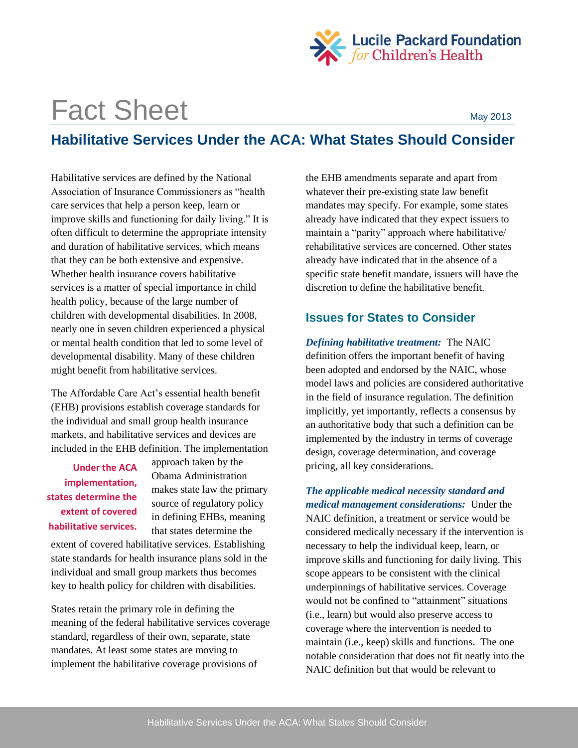# Fact Sheet

May 2013

## Habilitative Services Under the ACA: What States Should Consider

Habilitative services are defined by the National Association of Insurance Commissioners as "health care services that help a person keep, learn or improve skills and functioning for daily living." It is often difficult to determine the appropriate intensity and duration of habilitative services, which means that they can be both extensive and expensive. Whether health insurance covers habilitative services is a matter of special importance in child health policy, because of the large number of children with developmental disabilities. In 2008, nearly one in seven children experienced a physical or mental health condition that led to some level of developmental disability. Many of these children might benefit from habilitative services.

The Affordable Care Act's essential health benefit (EHB) provisions establish coverage standards for the individual and small group health insurance markets, and habilitative services and devices are included in the EHB definition. The implementation approach taken by the Obama Administration makes state law the primary source of regulatory policy in defining EHBs, meaning that states determine the extent of covered habilitative services. Establishing state standards for health insurance plans sold in the individual and small group markets thus becomes key to health policy for children with disabilities.

**Under the ACA implementation, states determine the extent of covered habilitative services.**

States retain the primary role in defining the meaning of the federal habilitative services coverage standard, regardless of their own, separate, state mandates. At least some states are moving to implement the habilitative coverage provisions of the EHB amendments separate and apart from whatever their pre-existing state law benefit mandates may specify. For example, some states already have indicated that they expect issuers to maintain a "parity" approach where habilitative/rehabilitative services are concerned. Other states already have indicated that in the absence of a specific state benefit mandate, issuers will have the discretion to define the habilitative benefit.

### Issues for States to Consider

***Defining habilitative treatment:*** The NAIC definition offers the important benefit of having been adopted and endorsed by the NAIC, whose model laws and policies are considered authoritative in the field of insurance regulation. The definition implicitly, yet importantly, reflects a consensus by an authoritative body that such a definition can be implemented by the industry in terms of coverage design, coverage determination, and coverage pricing, all key considerations.

***The applicable medical necessity standard and medical management considerations:*** Under the NAIC definition, a treatment or service would be considered medically necessary if the intervention is necessary to help the individual keep, learn, or improve skills and functioning for daily living. This scope appears to be consistent with the clinical underpinnings of habilitative services. Coverage would not be confined to "attainment" situations (i.e., learn) but would also preserve access to coverage where the intervention is needed to maintain (i.e., keep) skills and functions. The one notable consideration that does not fit neatly into the NAIC definition but that would be relevant to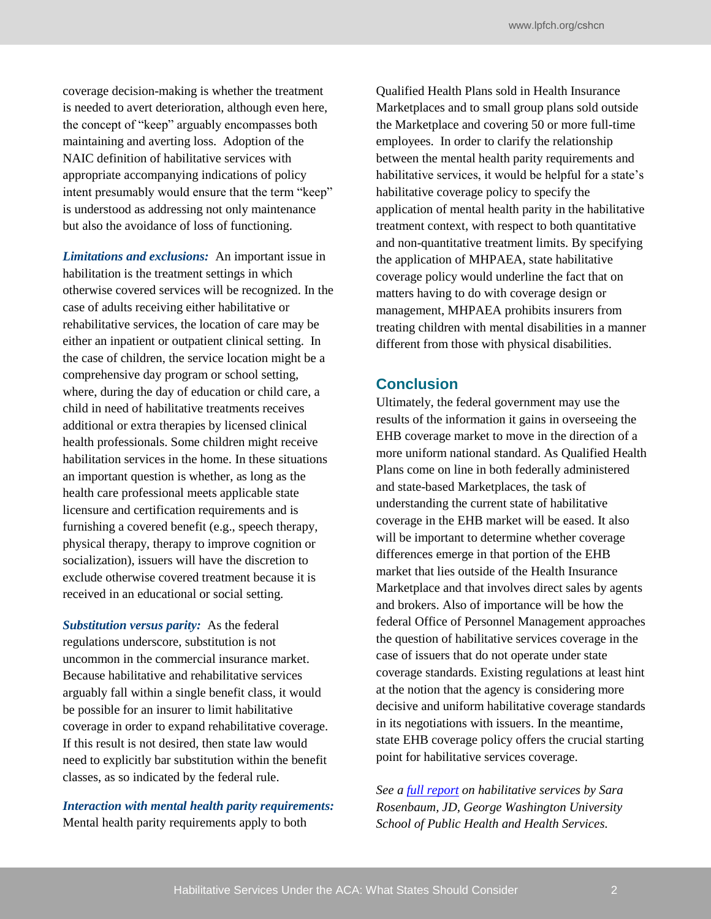coverage decision-making is whether the treatment is needed to avert deterioration, although even here, the concept of "keep" arguably encompasses both maintaining and averting loss. Adoption of the NAIC definition of habilitative services with appropriate accompanying indications of policy intent presumably would ensure that the term "keep" is understood as addressing not only maintenance but also the avoidance of loss of functioning.

***Limitations and exclusions:*** An important issue in habilitation is the treatment settings in which otherwise covered services will be recognized. In the case of adults receiving either habilitative or rehabilitative services, the location of care may be either an inpatient or outpatient clinical setting. In the case of children, the service location might be a comprehensive day program or school setting, where, during the day of education or child care, a child in need of habilitative treatments receives additional or extra therapies by licensed clinical health professionals. Some children might receive habilitation services in the home. In these situations an important question is whether, as long as the health care professional meets applicable state licensure and certification requirements and is furnishing a covered benefit (e.g., speech therapy, physical therapy, therapy to improve cognition or socialization), issuers will have the discretion to exclude otherwise covered treatment because it is received in an educational or social setting.

***Substitution versus parity:*** As the federal regulations underscore, substitution is not uncommon in the commercial insurance market. Because habilitative and rehabilitative services arguably fall within a single benefit class, it would be possible for an insurer to limit habilitative coverage in order to expand rehabilitative coverage. If this result is not desired, then state law would need to explicitly bar substitution within the benefit classes, as so indicated by the federal rule.

***Interaction with mental health parity requirements:*** Mental health parity requirements apply to both Qualified Health Plans sold in Health Insurance Marketplaces and to small group plans sold outside the Marketplace and covering 50 or more full-time employees. In order to clarify the relationship between the mental health parity requirements and habilitative services, it would be helpful for a state's habilitative coverage policy to specify the application of mental health parity in the habilitative treatment context, with respect to both quantitative and non-quantitative treatment limits. By specifying the application of MHPAEA, state habilitative coverage policy would underline the fact that on matters having to do with coverage design or management, MHPAEA prohibits insurers from treating children with mental disabilities in a manner different from those with physical disabilities.

## Conclusion

Ultimately, the federal government may use the results of the information it gains in overseeing the EHB coverage market to move in the direction of a more uniform national standard. As Qualified Health Plans come on line in both federally administered and state-based Marketplaces, the task of understanding the current state of habilitative coverage in the EHB market will be eased. It also will be important to determine whether coverage differences emerge in that portion of the EHB market that lies outside of the Health Insurance Marketplace and that involves direct sales by agents and brokers. Also of importance will be how the federal Office of Personnel Management approaches the question of habilitative services coverage in the case of issuers that do not operate under state coverage standards. Existing regulations at least hint at the notion that the agency is considering more decisive and uniform habilitative coverage standards in its negotiations with issuers. In the meantime, state EHB coverage policy offers the crucial starting point for habilitative services coverage.

*See a full report on habilitative services by Sara Rosenbaum, JD, George Washington University School of Public Health and Health Services.*